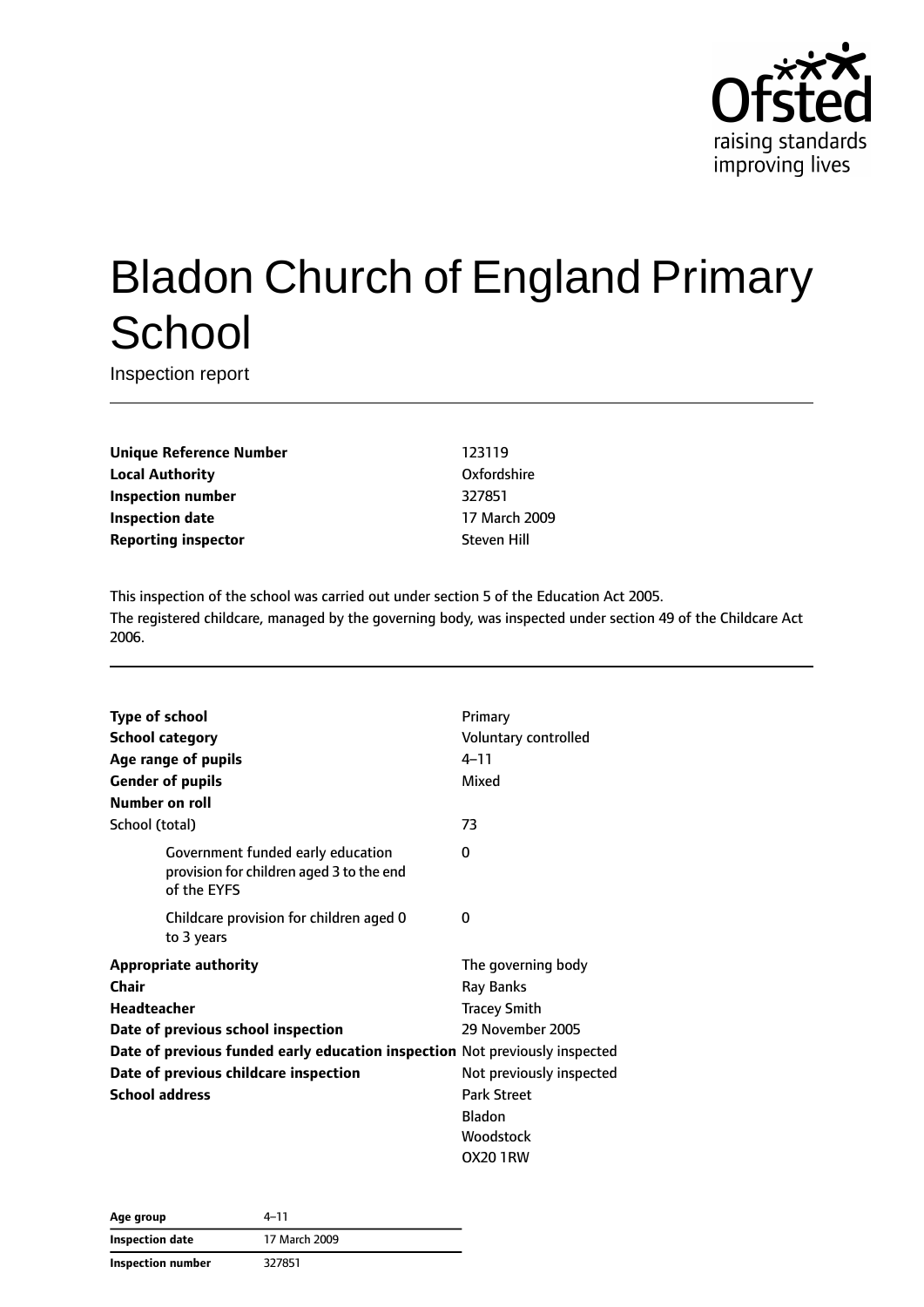Ofsted
raising standards
improving lives

# Bladon Church of England Primary School

Inspection report

| | |
|---|---|
| **Unique Reference Number** | 123119 |
| **Local Authority** | Oxfordshire |
| **Inspection number** | 327851 |
| **Inspection date** | 17 March 2009 |
| **Reporting inspector** | Steven Hill |

This inspection of the school was carried out under section 5 of the Education Act 2005.
The registered childcare, managed by the governing body, was inspected under section 49 of the Childcare Act 2006.

| | |
|---|---|
| **Type of school** | Primary |
| **School category** | Voluntary controlled |
| **Age range of pupils** | 4–11 |
| **Gender of pupils** | Mixed |
| **Number on roll** | |
| School (total) | 73 |
| Government funded early education provision for children aged 3 to the end of the EYFS | 0 |
| Childcare provision for children aged 0 to 3 years | 0 |
| **Appropriate authority** | The governing body |
| **Chair** | Ray Banks |
| **Headteacher** | Tracey Smith |
| **Date of previous school inspection** | 29 November 2005 |
| **Date of previous funded early education inspection** | Not previously inspected |
| **Date of previous childcare inspection** | Not previously inspected |
| **School address** | Park Street<br>Bladon<br>Woodstock<br>OX20 1RW |

| | |
|---|---|
| **Age group** | 4–11 |
| **Inspection date** | 17 March 2009 |
| **Inspection number** | 327851 |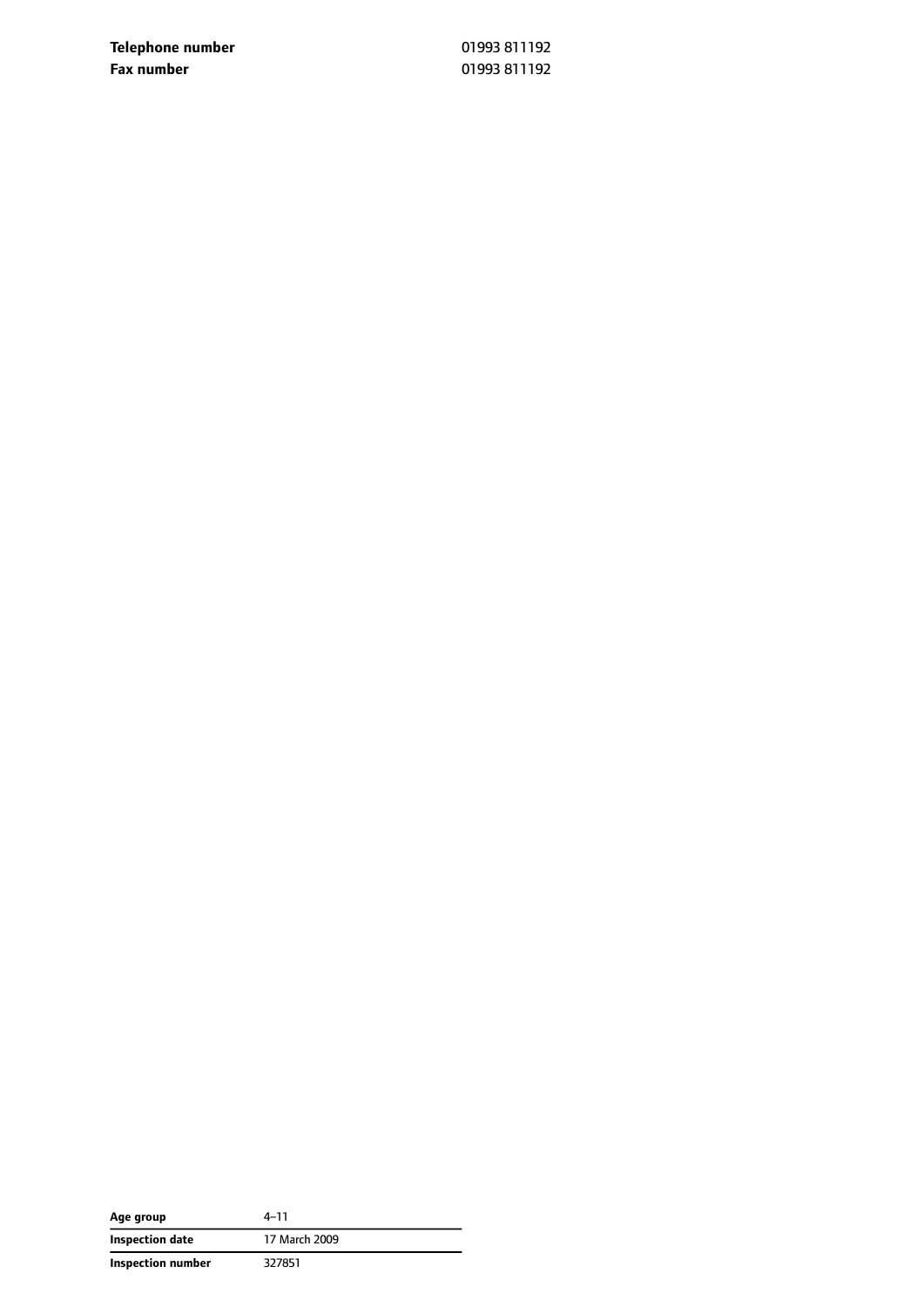| | |
|---|---|
| **Telephone number** | 01993 811192 |
| **Fax number** | 01993 811192 |

| | |
|---|---|
| **Age group** | 4–11 |
| **Inspection date** | 17 March 2009 |
| **Inspection number** | 327851 |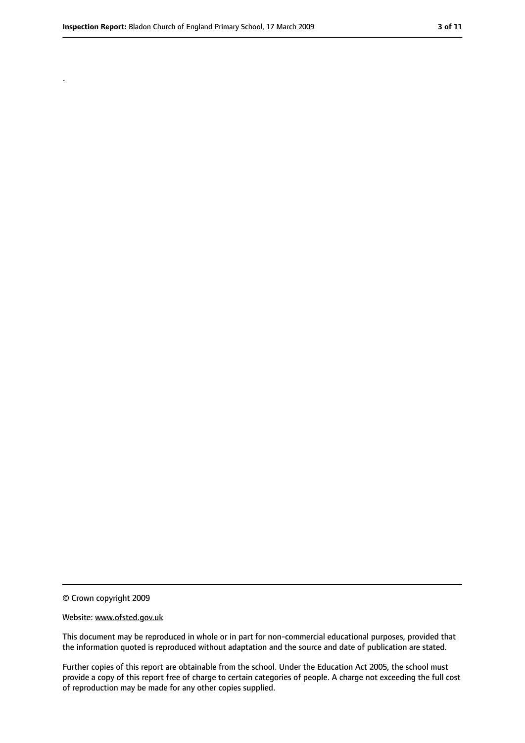.

© Crown copyright 2009

Website: www.ofsted.gov.uk

This document may be reproduced in whole or in part for non-commercial educational purposes, provided that the information quoted is reproduced without adaptation and the source and date of publication are stated.

Further copies of this report are obtainable from the school. Under the Education Act 2005, the school must provide a copy of this report free of charge to certain categories of people. A charge not exceeding the full cost of reproduction may be made for any other copies supplied.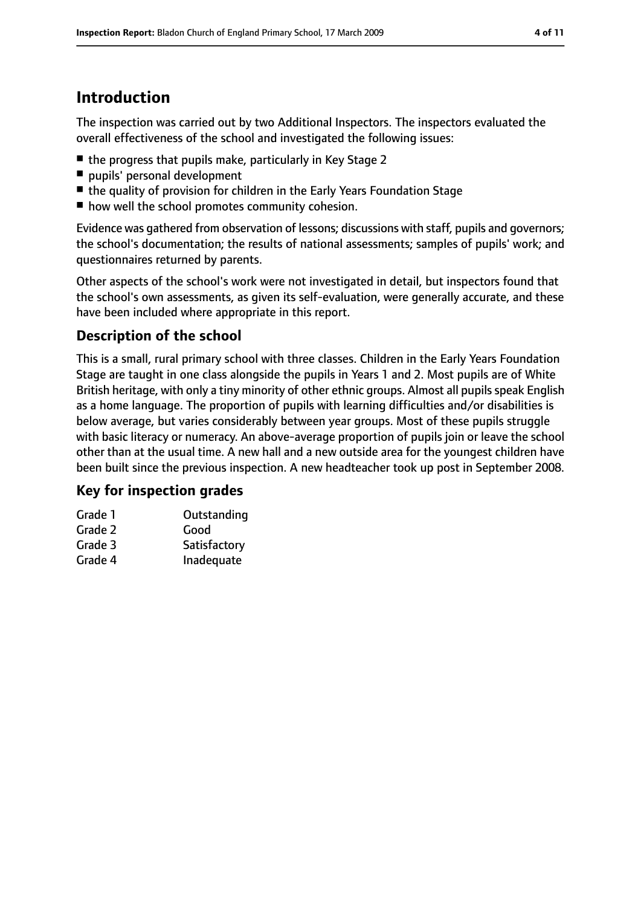## Introduction

The inspection was carried out by two Additional Inspectors. The inspectors evaluated the overall effectiveness of the school and investigated the following issues:

- the progress that pupils make, particularly in Key Stage 2
- pupils' personal development
- the quality of provision for children in the Early Years Foundation Stage
- how well the school promotes community cohesion.

Evidence was gathered from observation of lessons; discussions with staff, pupils and governors; the school's documentation; the results of national assessments; samples of pupils' work; and questionnaires returned by parents.

Other aspects of the school's work were not investigated in detail, but inspectors found that the school's own assessments, as given its self-evaluation, were generally accurate, and these have been included where appropriate in this report.

### Description of the school

This is a small, rural primary school with three classes. Children in the Early Years Foundation Stage are taught in one class alongside the pupils in Years 1 and 2. Most pupils are of White British heritage, with only a tiny minority of other ethnic groups. Almost all pupils speak English as a home language. The proportion of pupils with learning difficulties and/or disabilities is below average, but varies considerably between year groups. Most of these pupils struggle with basic literacy or numeracy. An above-average proportion of pupils join or leave the school other than at the usual time. A new hall and a new outside area for the youngest children have been built since the previous inspection. A new headteacher took up post in September 2008.

### Key for inspection grades

| | |
|---|---|
| Grade 1 | Outstanding |
| Grade 2 | Good |
| Grade 3 | Satisfactory |
| Grade 4 | Inadequate |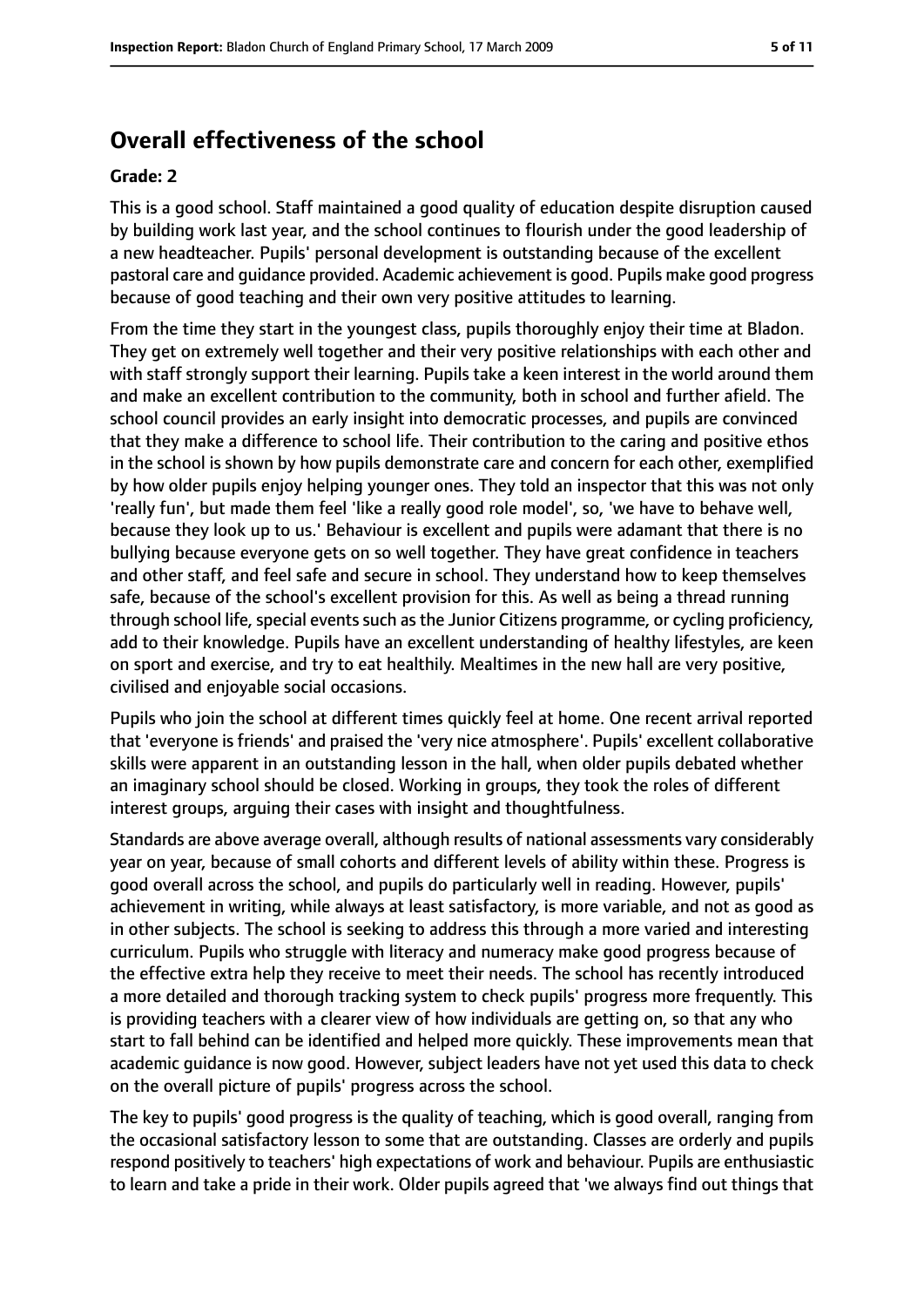## Overall effectiveness of the school

**Grade: 2**

This is a good school. Staff maintained a good quality of education despite disruption caused by building work last year, and the school continues to flourish under the good leadership of a new headteacher. Pupils' personal development is outstanding because of the excellent pastoral care and guidance provided. Academic achievement is good. Pupils make good progress because of good teaching and their own very positive attitudes to learning.

From the time they start in the youngest class, pupils thoroughly enjoy their time at Bladon. They get on extremely well together and their very positive relationships with each other and with staff strongly support their learning. Pupils take a keen interest in the world around them and make an excellent contribution to the community, both in school and further afield. The school council provides an early insight into democratic processes, and pupils are convinced that they make a difference to school life. Their contribution to the caring and positive ethos in the school is shown by how pupils demonstrate care and concern for each other, exemplified by how older pupils enjoy helping younger ones. They told an inspector that this was not only 'really fun', but made them feel 'like a really good role model', so, 'we have to behave well, because they look up to us.' Behaviour is excellent and pupils were adamant that there is no bullying because everyone gets on so well together. They have great confidence in teachers and other staff, and feel safe and secure in school. They understand how to keep themselves safe, because of the school's excellent provision for this. As well as being a thread running through school life, special events such as the Junior Citizens programme, or cycling proficiency, add to their knowledge. Pupils have an excellent understanding of healthy lifestyles, are keen on sport and exercise, and try to eat healthily. Mealtimes in the new hall are very positive, civilised and enjoyable social occasions.

Pupils who join the school at different times quickly feel at home. One recent arrival reported that 'everyone is friends' and praised the 'very nice atmosphere'. Pupils' excellent collaborative skills were apparent in an outstanding lesson in the hall, when older pupils debated whether an imaginary school should be closed. Working in groups, they took the roles of different interest groups, arguing their cases with insight and thoughtfulness.

Standards are above average overall, although results of national assessments vary considerably year on year, because of small cohorts and different levels of ability within these. Progress is good overall across the school, and pupils do particularly well in reading. However, pupils' achievement in writing, while always at least satisfactory, is more variable, and not as good as in other subjects. The school is seeking to address this through a more varied and interesting curriculum. Pupils who struggle with literacy and numeracy make good progress because of the effective extra help they receive to meet their needs. The school has recently introduced a more detailed and thorough tracking system to check pupils' progress more frequently. This is providing teachers with a clearer view of how individuals are getting on, so that any who start to fall behind can be identified and helped more quickly. These improvements mean that academic guidance is now good. However, subject leaders have not yet used this data to check on the overall picture of pupils' progress across the school.

The key to pupils' good progress is the quality of teaching, which is good overall, ranging from the occasional satisfactory lesson to some that are outstanding. Classes are orderly and pupils respond positively to teachers' high expectations of work and behaviour. Pupils are enthusiastic to learn and take a pride in their work. Older pupils agreed that 'we always find out things that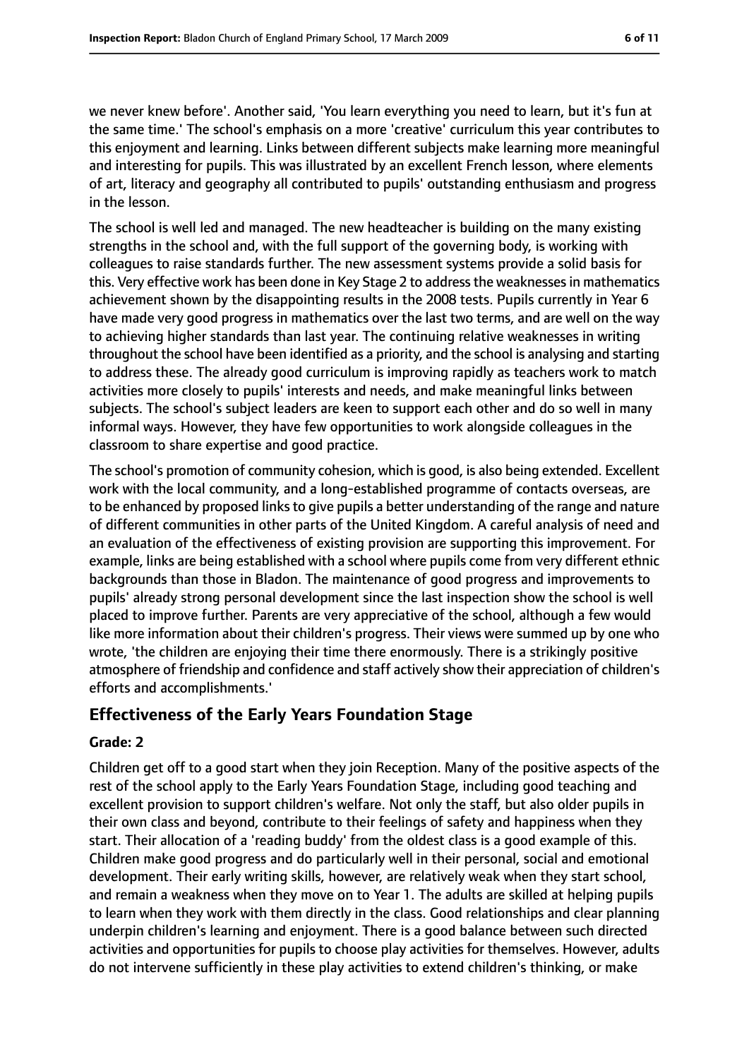we never knew before'. Another said, 'You learn everything you need to learn, but it's fun at the same time.' The school's emphasis on a more 'creative' curriculum this year contributes to this enjoyment and learning. Links between different subjects make learning more meaningful and interesting for pupils. This was illustrated by an excellent French lesson, where elements of art, literacy and geography all contributed to pupils' outstanding enthusiasm and progress in the lesson.

The school is well led and managed. The new headteacher is building on the many existing strengths in the school and, with the full support of the governing body, is working with colleagues to raise standards further. The new assessment systems provide a solid basis for this. Very effective work has been done in Key Stage 2 to address the weaknesses in mathematics achievement shown by the disappointing results in the 2008 tests. Pupils currently in Year 6 have made very good progress in mathematics over the last two terms, and are well on the way to achieving higher standards than last year. The continuing relative weaknesses in writing throughout the school have been identified as a priority, and the school is analysing and starting to address these. The already good curriculum is improving rapidly as teachers work to match activities more closely to pupils' interests and needs, and make meaningful links between subjects. The school's subject leaders are keen to support each other and do so well in many informal ways. However, they have few opportunities to work alongside colleagues in the classroom to share expertise and good practice.

The school's promotion of community cohesion, which is good, is also being extended. Excellent work with the local community, and a long-established programme of contacts overseas, are to be enhanced by proposed links to give pupils a better understanding of the range and nature of different communities in other parts of the United Kingdom. A careful analysis of need and an evaluation of the effectiveness of existing provision are supporting this improvement. For example, links are being established with a school where pupils come from very different ethnic backgrounds than those in Bladon. The maintenance of good progress and improvements to pupils' already strong personal development since the last inspection show the school is well placed to improve further. Parents are very appreciative of the school, although a few would like more information about their children's progress. Their views were summed up by one who wrote, 'the children are enjoying their time there enormously. There is a strikingly positive atmosphere of friendship and confidence and staff actively show their appreciation of children's efforts and accomplishments.'

## Effectiveness of the Early Years Foundation Stage

**Grade: 2**

Children get off to a good start when they join Reception. Many of the positive aspects of the rest of the school apply to the Early Years Foundation Stage, including good teaching and excellent provision to support children's welfare. Not only the staff, but also older pupils in their own class and beyond, contribute to their feelings of safety and happiness when they start. Their allocation of a 'reading buddy' from the oldest class is a good example of this. Children make good progress and do particularly well in their personal, social and emotional development. Their early writing skills, however, are relatively weak when they start school, and remain a weakness when they move on to Year 1. The adults are skilled at helping pupils to learn when they work with them directly in the class. Good relationships and clear planning underpin children's learning and enjoyment. There is a good balance between such directed activities and opportunities for pupils to choose play activities for themselves. However, adults do not intervene sufficiently in these play activities to extend children's thinking, or make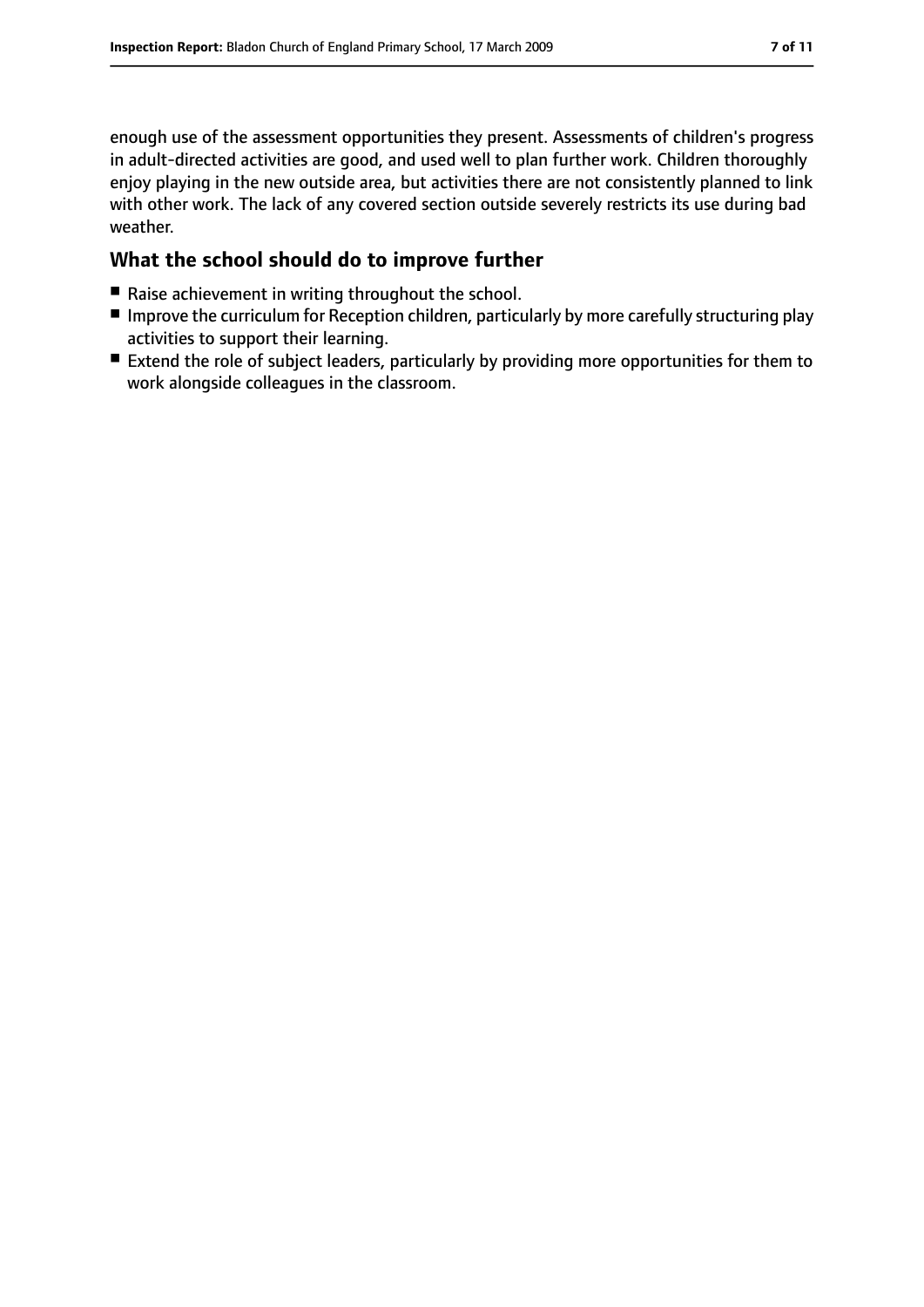enough use of the assessment opportunities they present. Assessments of children's progress in adult-directed activities are good, and used well to plan further work. Children thoroughly enjoy playing in the new outside area, but activities there are not consistently planned to link with other work. The lack of any covered section outside severely restricts its use during bad weather.

## What the school should do to improve further

- Raise achievement in writing throughout the school.
- Improve the curriculum for Reception children, particularly by more carefully structuring play activities to support their learning.
- Extend the role of subject leaders, particularly by providing more opportunities for them to work alongside colleagues in the classroom.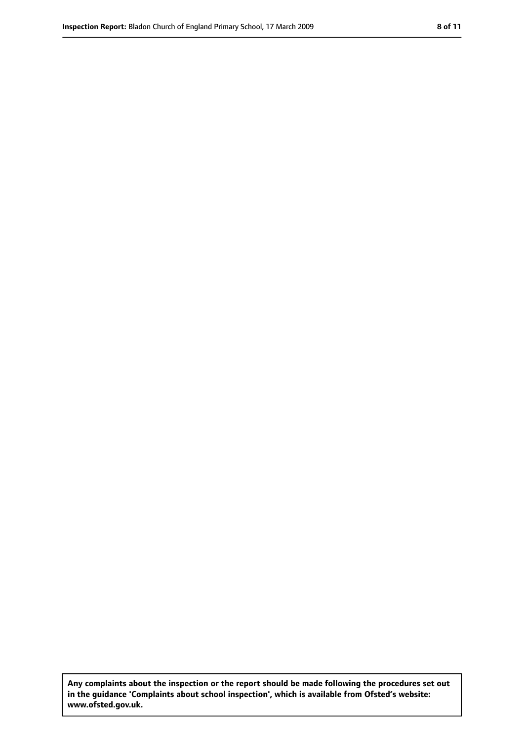Any complaints about the inspection or the report should be made following the procedures set out in the guidance 'Complaints about school inspection', which is available from Ofsted's website: www.ofsted.gov.uk.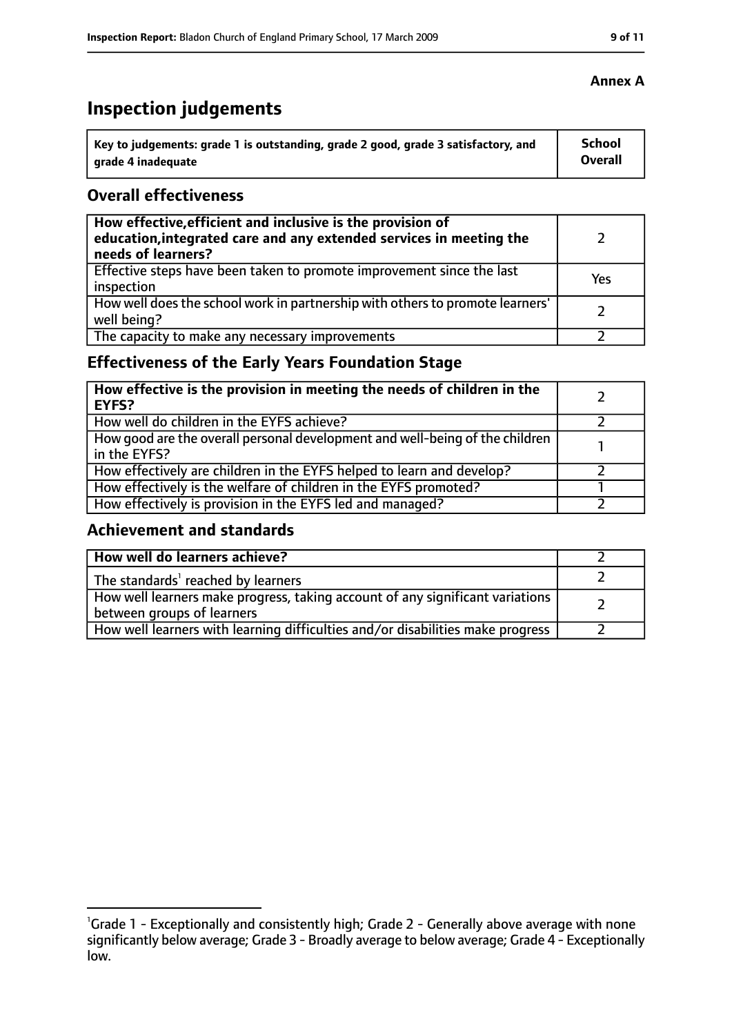**Annex A**

# Inspection judgements

| Key to judgements: grade 1 is outstanding, grade 2 good, grade 3 satisfactory, and grade 4 inadequate | School Overall |
|---|---|

## Overall effectiveness

| | |
|---|---|
| **How effective, efficient and inclusive is the provision of education, integrated care and any extended services in meeting the needs of learners?** | 2 |
| Effective steps have been taken to promote improvement since the last inspection | Yes |
| How well does the school work in partnership with others to promote learners' well being? | 2 |
| The capacity to make any necessary improvements | 2 |

## Effectiveness of the Early Years Foundation Stage

| | |
|---|---|
| **How effective is the provision in meeting the needs of children in the EYFS?** | 2 |
| How well do children in the EYFS achieve? | 2 |
| How good are the overall personal development and well-being of the children in the EYFS? | 1 |
| How effectively are children in the EYFS helped to learn and develop? | 2 |
| How effectively is the welfare of children in the EYFS promoted? | 1 |
| How effectively is provision in the EYFS led and managed? | 2 |

## Achievement and standards

| | |
|---|---|
| **How well do learners achieve?** | 2 |
| The standards[1] reached by learners | 2 |
| How well learners make progress, taking account of any significant variations between groups of learners | 2 |
| How well learners with learning difficulties and/or disabilities make progress | 2 |

[1]Grade 1 - Exceptionally and consistently high; Grade 2 - Generally above average with none significantly below average; Grade 3 - Broadly average to below average; Grade 4 - Exceptionally low.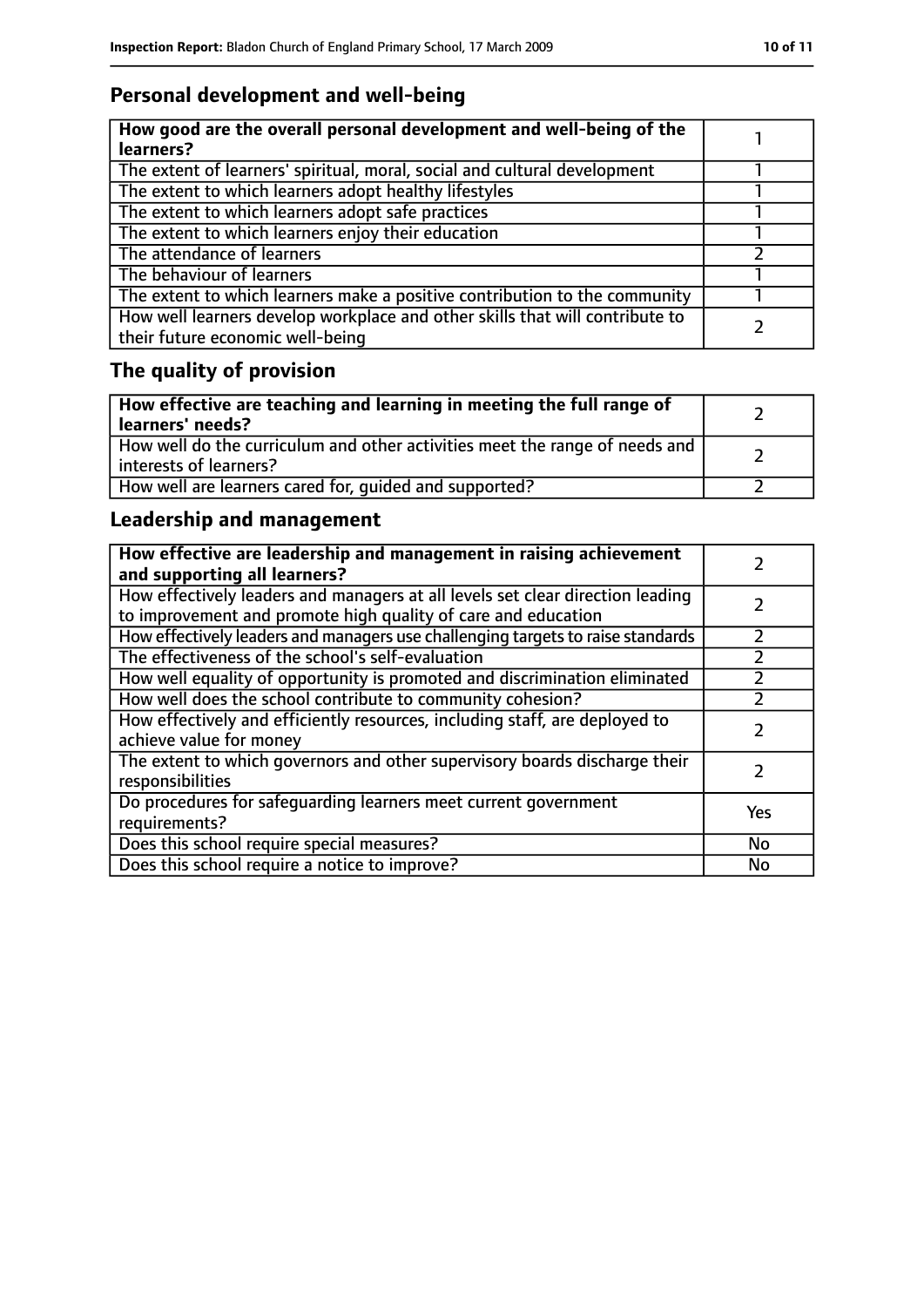## Personal development and well-being

| How good are the overall personal development and well-being of the learners? | 1 |
|---|---|
| The extent of learners' spiritual, moral, social and cultural development | 1 |
| The extent to which learners adopt healthy lifestyles | 1 |
| The extent to which learners adopt safe practices | 1 |
| The extent to which learners enjoy their education | 1 |
| The attendance of learners | 2 |
| The behaviour of learners | 1 |
| The extent to which learners make a positive contribution to the community | 1 |
| How well learners develop workplace and other skills that will contribute to their future economic well-being | 2 |

## The quality of provision

| How effective are teaching and learning in meeting the full range of learners' needs? | 2 |
|---|---|
| How well do the curriculum and other activities meet the range of needs and interests of learners? | 2 |
| How well are learners cared for, guided and supported? | 2 |

## Leadership and management

| How effective are leadership and management in raising achievement and supporting all learners? | 2 |
|---|---|
| How effectively leaders and managers at all levels set clear direction leading to improvement and promote high quality of care and education | 2 |
| How effectively leaders and managers use challenging targets to raise standards | 2 |
| The effectiveness of the school's self-evaluation | 2 |
| How well equality of opportunity is promoted and discrimination eliminated | 2 |
| How well does the school contribute to community cohesion? | 2 |
| How effectively and efficiently resources, including staff, are deployed to achieve value for money | 2 |
| The extent to which governors and other supervisory boards discharge their responsibilities | 2 |
| Do procedures for safeguarding learners meet current government requirements? | Yes |
| Does this school require special measures? | No |
| Does this school require a notice to improve? | No |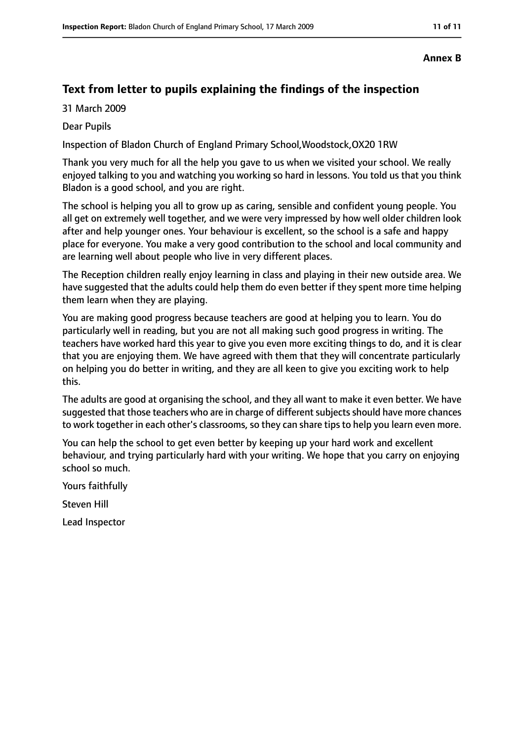**Annex B**

## Text from letter to pupils explaining the findings of the inspection

31 March 2009

Dear Pupils

Inspection of Bladon Church of England Primary School,Woodstock,OX20 1RW

Thank you very much for all the help you gave to us when we visited your school. We really enjoyed talking to you and watching you working so hard in lessons. You told us that you think Bladon is a good school, and you are right.

The school is helping you all to grow up as caring, sensible and confident young people. You all get on extremely well together, and we were very impressed by how well older children look after and help younger ones. Your behaviour is excellent, so the school is a safe and happy place for everyone. You make a very good contribution to the school and local community and are learning well about people who live in very different places.

The Reception children really enjoy learning in class and playing in their new outside area. We have suggested that the adults could help them do even better if they spent more time helping them learn when they are playing.

You are making good progress because teachers are good at helping you to learn. You do particularly well in reading, but you are not all making such good progress in writing. The teachers have worked hard this year to give you even more exciting things to do, and it is clear that you are enjoying them. We have agreed with them that they will concentrate particularly on helping you do better in writing, and they are all keen to give you exciting work to help this.

The adults are good at organising the school, and they all want to make it even better. We have suggested that those teachers who are in charge of different subjects should have more chances to work together in each other's classrooms, so they can share tips to help you learn even more.

You can help the school to get even better by keeping up your hard work and excellent behaviour, and trying particularly hard with your writing. We hope that you carry on enjoying school so much.

Yours faithfully

Steven Hill

Lead Inspector